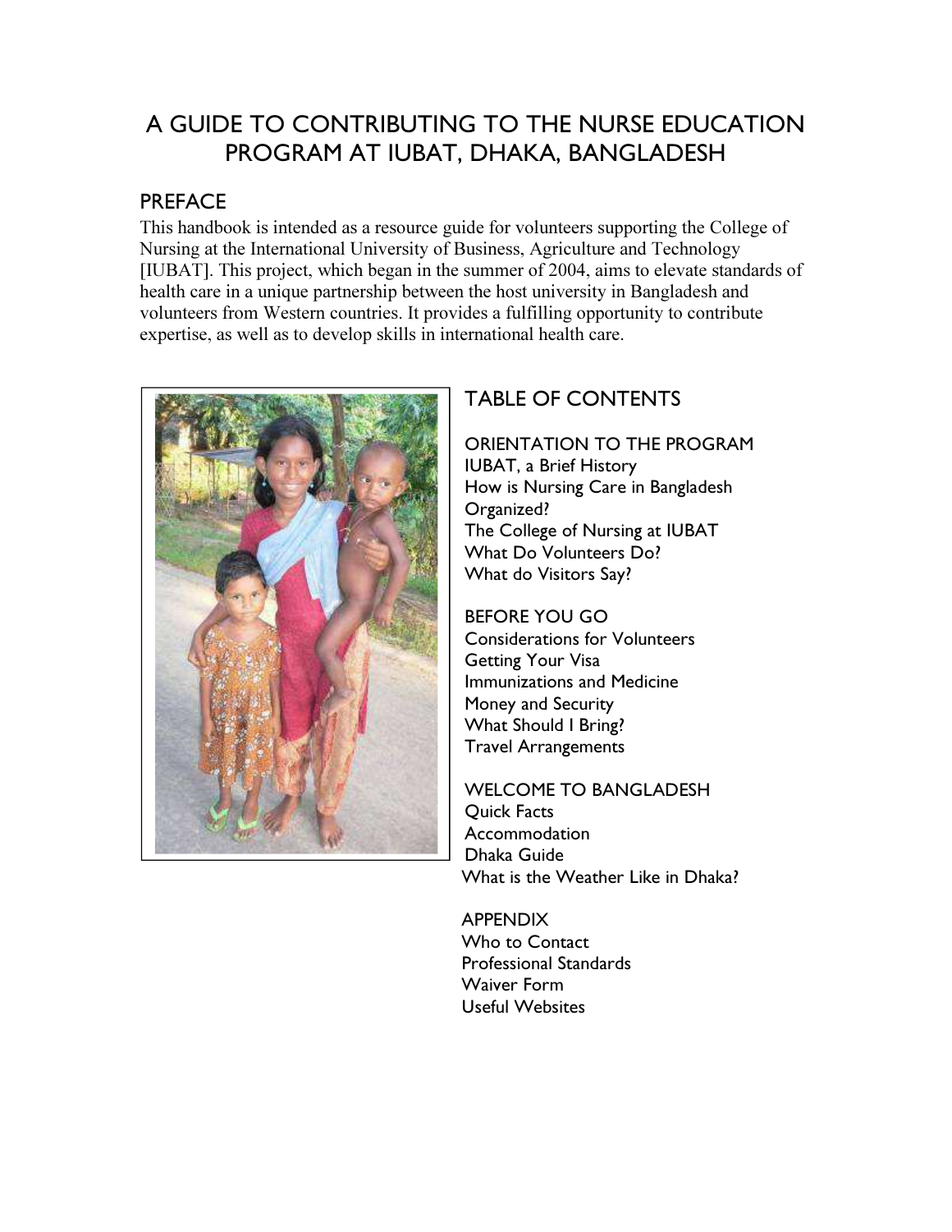# A GUIDE TO CONTRIBUTING TO THE NURSE EDUCATION PROGRAM AT IUBAT, DHAKA, BANGLADESH

## PREFACE

This handbook is intended as a resource guide for volunteers supporting the College of Nursing at the International University of Business, Agriculture and Technology [IUBAT]. This project, which began in the summer of 2004, aims to elevate standards of health care in a unique partnership between the host university in Bangladesh and volunteers from Western countries. It provides a fulfilling opportunity to contribute expertise, as well as to develop skills in international health care.

## TABLE OF CONTENTS

**ORIENTATION TO THE PROGRAM**
- IUBAT, a Brief History
- How is Nursing Care in Bangladesh Organized?
- The College of Nursing at IUBAT
- What Do Volunteers Do?
- What do Visitors Say?

**BEFORE YOU GO**
- Considerations for Volunteers
- Getting Your Visa
- Immunizations and Medicine
- Money and Security
- What Should I Bring?
- Travel Arrangements

**WELCOME TO BANGLADESH**
- Quick Facts
- Accommodation
- Dhaka Guide
- What is the Weather Like in Dhaka?

**APPENDIX**
- Who to Contact
- Professional Standards
- Waiver Form
- Useful Websites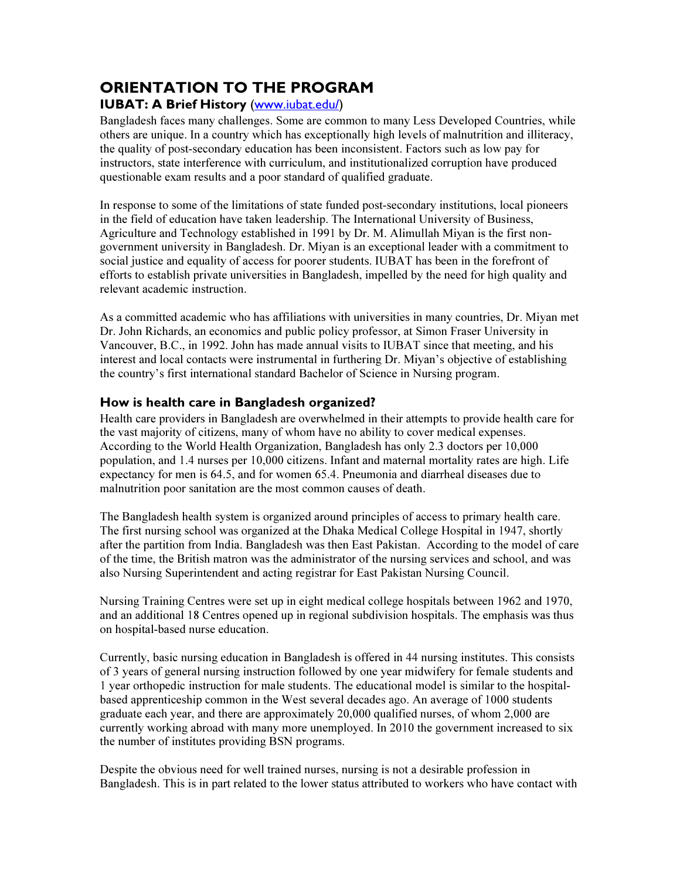# ORIENTATION TO THE PROGRAM

## IUBAT: A Brief History (www.iubat.edu/)

Bangladesh faces many challenges. Some are common to many Less Developed Countries, while others are unique. In a country which has exceptionally high levels of malnutrition and illiteracy, the quality of post-secondary education has been inconsistent. Factors such as low pay for instructors, state interference with curriculum, and institutionalized corruption have produced questionable exam results and a poor standard of qualified graduate.

In response to some of the limitations of state funded post-secondary institutions, local pioneers in the field of education have taken leadership. The International University of Business, Agriculture and Technology established in 1991 by Dr. M. Alimullah Miyan is the first non-government university in Bangladesh. Dr. Miyan is an exceptional leader with a commitment to social justice and equality of access for poorer students. IUBAT has been in the forefront of efforts to establish private universities in Bangladesh, impelled by the need for high quality and relevant academic instruction.

As a committed academic who has affiliations with universities in many countries, Dr. Miyan met Dr. John Richards, an economics and public policy professor, at Simon Fraser University in Vancouver, B.C., in 1992. John has made annual visits to IUBAT since that meeting, and his interest and local contacts were instrumental in furthering Dr. Miyan's objective of establishing the country's first international standard Bachelor of Science in Nursing program.

## How is health care in Bangladesh organized?

Health care providers in Bangladesh are overwhelmed in their attempts to provide health care for the vast majority of citizens, many of whom have no ability to cover medical expenses. According to the World Health Organization, Bangladesh has only 2.3 doctors per 10,000 population, and 1.4 nurses per 10,000 citizens. Infant and maternal mortality rates are high. Life expectancy for men is 64.5, and for women 65.4. Pneumonia and diarrheal diseases due to malnutrition poor sanitation are the most common causes of death.

The Bangladesh health system is organized around principles of access to primary health care. The first nursing school was organized at the Dhaka Medical College Hospital in 1947, shortly after the partition from India. Bangladesh was then East Pakistan. According to the model of care of the time, the British matron was the administrator of the nursing services and school, and was also Nursing Superintendent and acting registrar for East Pakistan Nursing Council.

Nursing Training Centres were set up in eight medical college hospitals between 1962 and 1970, and an additional 18 Centres opened up in regional subdivision hospitals. The emphasis was thus on hospital-based nurse education.

Currently, basic nursing education in Bangladesh is offered in 44 nursing institutes. This consists of 3 years of general nursing instruction followed by one year midwifery for female students and 1 year orthopedic instruction for male students. The educational model is similar to the hospital-based apprenticeship common in the West several decades ago. An average of 1000 students graduate each year, and there are approximately 20,000 qualified nurses, of whom 2,000 are currently working abroad with many more unemployed. In 2010 the government increased to six the number of institutes providing BSN programs.

Despite the obvious need for well trained nurses, nursing is not a desirable profession in Bangladesh. This is in part related to the lower status attributed to workers who have contact with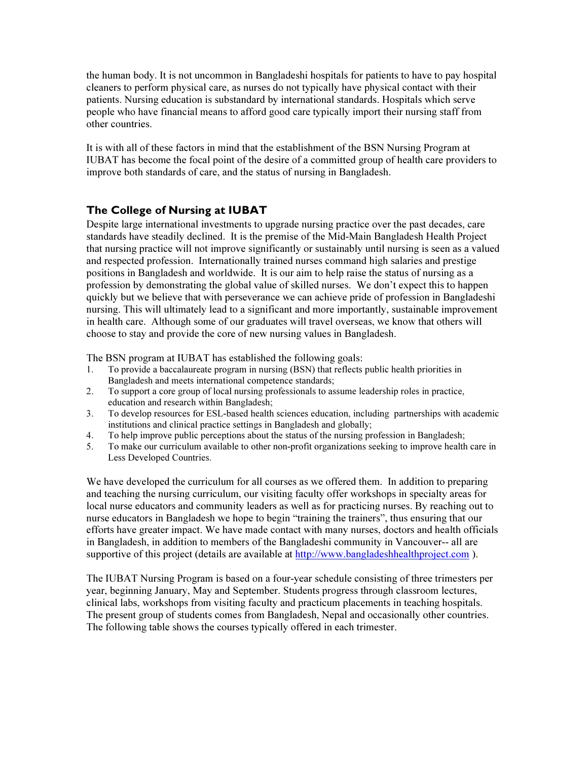the human body. It is not uncommon in Bangladeshi hospitals for patients to have to pay hospital cleaners to perform physical care, as nurses do not typically have physical contact with their patients. Nursing education is substandard by international standards. Hospitals which serve people who have financial means to afford good care typically import their nursing staff from other countries.

It is with all of these factors in mind that the establishment of the BSN Nursing Program at IUBAT has become the focal point of the desire of a committed group of health care providers to improve both standards of care, and the status of nursing in Bangladesh.

## The College of Nursing at IUBAT

Despite large international investments to upgrade nursing practice over the past decades, care standards have steadily declined. It is the premise of the Mid-Main Bangladesh Health Project that nursing practice will not improve significantly or sustainably until nursing is seen as a valued and respected profession. Internationally trained nurses command high salaries and prestige positions in Bangladesh and worldwide. It is our aim to help raise the status of nursing as a profession by demonstrating the global value of skilled nurses. We don't expect this to happen quickly but we believe that with perseverance we can achieve pride of profession in Bangladeshi nursing. This will ultimately lead to a significant and more importantly, sustainable improvement in health care. Although some of our graduates will travel overseas, we know that others will choose to stay and provide the core of new nursing values in Bangladesh.

The BSN program at IUBAT has established the following goals:

1. To provide a baccalaureate program in nursing (BSN) that reflects public health priorities in Bangladesh and meets international competence standards;
2. To support a core group of local nursing professionals to assume leadership roles in practice, education and research within Bangladesh;
3. To develop resources for ESL-based health sciences education, including partnerships with academic institutions and clinical practice settings in Bangladesh and globally;
4. To help improve public perceptions about the status of the nursing profession in Bangladesh;
5. To make our curriculum available to other non-profit organizations seeking to improve health care in Less Developed Countries.

We have developed the curriculum for all courses as we offered them. In addition to preparing and teaching the nursing curriculum, our visiting faculty offer workshops in specialty areas for local nurse educators and community leaders as well as for practicing nurses. By reaching out to nurse educators in Bangladesh we hope to begin "training the trainers", thus ensuring that our efforts have greater impact. We have made contact with many nurses, doctors and health officials in Bangladesh, in addition to members of the Bangladeshi community in Vancouver-- all are supportive of this project (details are available at http://www.bangladeshhealthproject.com ).

The IUBAT Nursing Program is based on a four-year schedule consisting of three trimesters per year, beginning January, May and September. Students progress through classroom lectures, clinical labs, workshops from visiting faculty and practicum placements in teaching hospitals. The present group of students comes from Bangladesh, Nepal and occasionally other countries. The following table shows the courses typically offered in each trimester.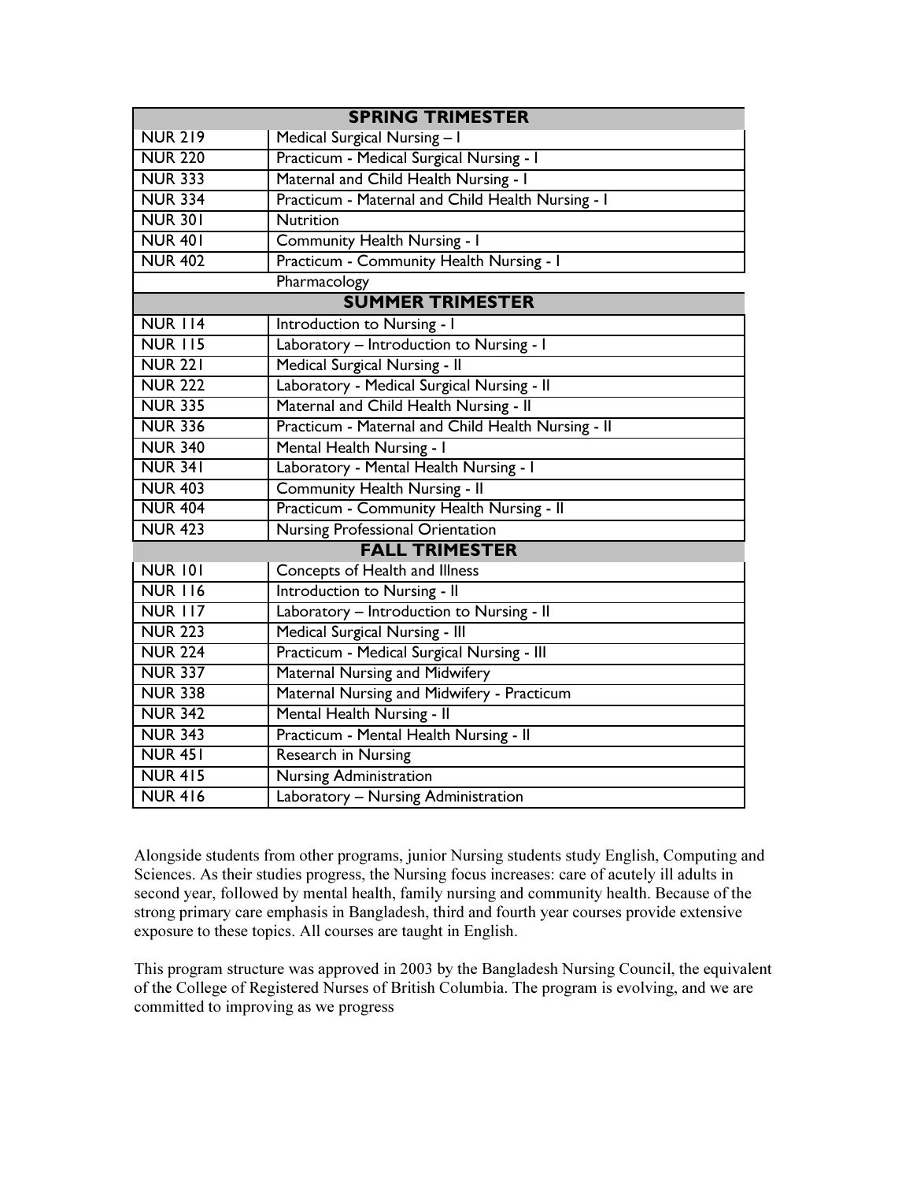| SPRING TRIMESTER | |
|---|---|
| NUR 219 | Medical Surgical Nursing – I |
| NUR 220 | Practicum - Medical Surgical Nursing - I |
| NUR 333 | Maternal and Child Health Nursing - I |
| NUR 334 | Practicum - Maternal and Child Health Nursing - I |
| NUR 301 | Nutrition |
| NUR 401 | Community Health Nursing - I |
| NUR 402 | Practicum - Community Health Nursing - I |
| | Pharmacology |
| **SUMMER TRIMESTER** | |
| NUR 114 | Introduction to Nursing - I |
| NUR 115 | Laboratory – Introduction to Nursing - I |
| NUR 221 | Medical Surgical Nursing - II |
| NUR 222 | Laboratory - Medical Surgical Nursing - II |
| NUR 335 | Maternal and Child Health Nursing - II |
| NUR 336 | Practicum - Maternal and Child Health Nursing - II |
| NUR 340 | Mental Health Nursing - I |
| NUR 341 | Laboratory - Mental Health Nursing - I |
| NUR 403 | Community Health Nursing - II |
| NUR 404 | Practicum - Community Health Nursing - II |
| NUR 423 | Nursing Professional Orientation |
| **FALL TRIMESTER** | |
| NUR 101 | Concepts of Health and Illness |
| NUR 116 | Introduction to Nursing - II |
| NUR 117 | Laboratory – Introduction to Nursing - II |
| NUR 223 | Medical Surgical Nursing - III |
| NUR 224 | Practicum - Medical Surgical Nursing - III |
| NUR 337 | Maternal Nursing and Midwifery |
| NUR 338 | Maternal Nursing and Midwifery - Practicum |
| NUR 342 | Mental Health Nursing - II |
| NUR 343 | Practicum - Mental Health Nursing - II |
| NUR 451 | Research in Nursing |
| NUR 415 | Nursing Administration |
| NUR 416 | Laboratory – Nursing Administration |

Alongside students from other programs, junior Nursing students study English, Computing and Sciences. As their studies progress, the Nursing focus increases: care of acutely ill adults in second year, followed by mental health, family nursing and community health. Because of the strong primary care emphasis in Bangladesh, third and fourth year courses provide extensive exposure to these topics. All courses are taught in English.

This program structure was approved in 2003 by the Bangladesh Nursing Council, the equivalent of the College of Registered Nurses of British Columbia. The program is evolving, and we are committed to improving as we progress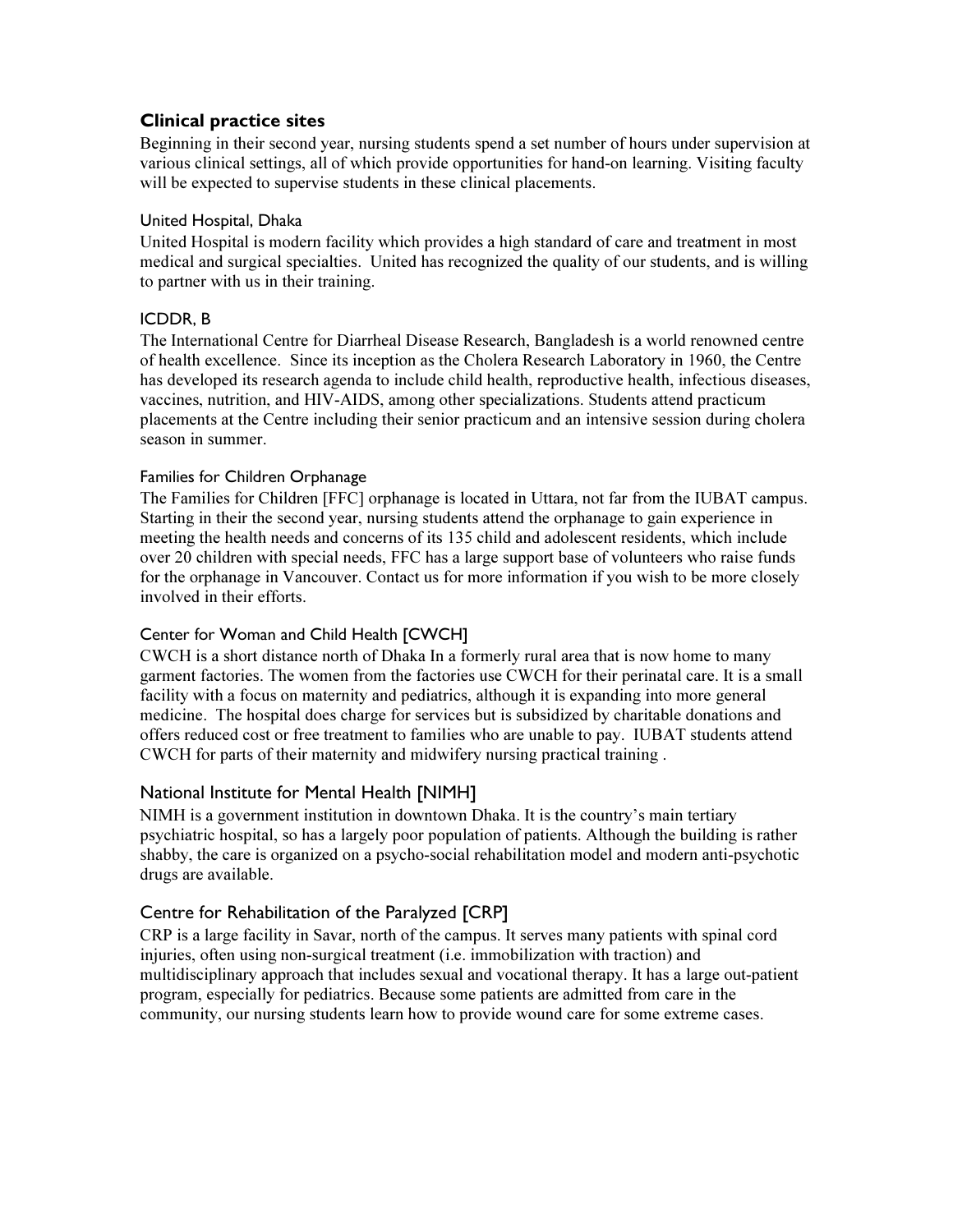## Clinical practice sites

Beginning in their second year, nursing students spend a set number of hours under supervision at various clinical settings, all of which provide opportunities for hand-on learning. Visiting faculty will be expected to supervise students in these clinical placements.

### United Hospital, Dhaka

United Hospital is modern facility which provides a high standard of care and treatment in most medical and surgical specialties. United has recognized the quality of our students, and is willing to partner with us in their training.

### ICDDR, B

The International Centre for Diarrheal Disease Research, Bangladesh is a world renowned centre of health excellence. Since its inception as the Cholera Research Laboratory in 1960, the Centre has developed its research agenda to include child health, reproductive health, infectious diseases, vaccines, nutrition, and HIV-AIDS, among other specializations. Students attend practicum placements at the Centre including their senior practicum and an intensive session during cholera season in summer.

### Families for Children Orphanage

The Families for Children [FFC] orphanage is located in Uttara, not far from the IUBAT campus. Starting in their the second year, nursing students attend the orphanage to gain experience in meeting the health needs and concerns of its 135 child and adolescent residents, which include over 20 children with special needs, FFC has a large support base of volunteers who raise funds for the orphanage in Vancouver. Contact us for more information if you wish to be more closely involved in their efforts.

### Center for Woman and Child Health [CWCH]

CWCH is a short distance north of Dhaka In a formerly rural area that is now home to many garment factories. The women from the factories use CWCH for their perinatal care. It is a small facility with a focus on maternity and pediatrics, although it is expanding into more general medicine. The hospital does charge for services but is subsidized by charitable donations and offers reduced cost or free treatment to families who are unable to pay. IUBAT students attend CWCH for parts of their maternity and midwifery nursing practical training .

### National Institute for Mental Health [NIMH]

NIMH is a government institution in downtown Dhaka. It is the country's main tertiary psychiatric hospital, so has a largely poor population of patients. Although the building is rather shabby, the care is organized on a psycho-social rehabilitation model and modern anti-psychotic drugs are available.

### Centre for Rehabilitation of the Paralyzed [CRP]

CRP is a large facility in Savar, north of the campus. It serves many patients with spinal cord injuries, often using non-surgical treatment (i.e. immobilization with traction) and multidisciplinary approach that includes sexual and vocational therapy. It has a large out-patient program, especially for pediatrics. Because some patients are admitted from care in the community, our nursing students learn how to provide wound care for some extreme cases.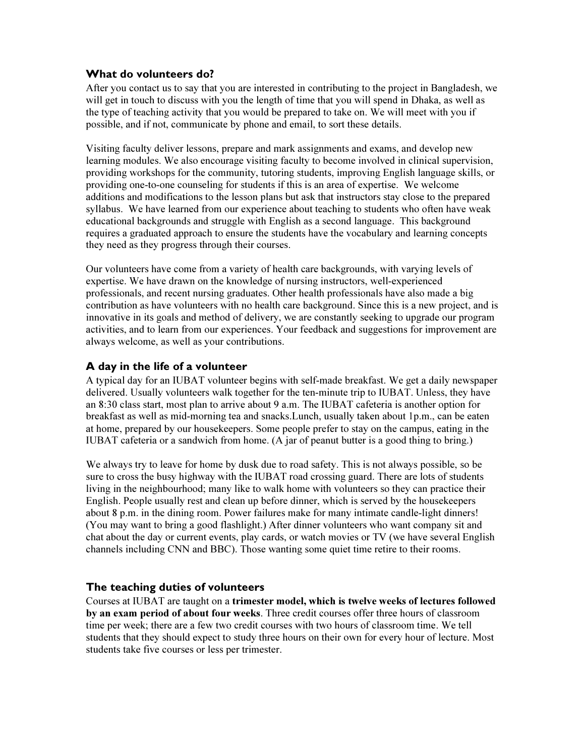### What do volunteers do?

After you contact us to say that you are interested in contributing to the project in Bangladesh, we will get in touch to discuss with you the length of time that you will spend in Dhaka, as well as the type of teaching activity that you would be prepared to take on. We will meet with you if possible, and if not, communicate by phone and email, to sort these details.

Visiting faculty deliver lessons, prepare and mark assignments and exams, and develop new learning modules. We also encourage visiting faculty to become involved in clinical supervision, providing workshops for the community, tutoring students, improving English language skills, or providing one-to-one counseling for students if this is an area of expertise. We welcome additions and modifications to the lesson plans but ask that instructors stay close to the prepared syllabus. We have learned from our experience about teaching to students who often have weak educational backgrounds and struggle with English as a second language. This background requires a graduated approach to ensure the students have the vocabulary and learning concepts they need as they progress through their courses.

Our volunteers have come from a variety of health care backgrounds, with varying levels of expertise. We have drawn on the knowledge of nursing instructors, well-experienced professionals, and recent nursing graduates. Other health professionals have also made a big contribution as have volunteers with no health care background. Since this is a new project, and is innovative in its goals and method of delivery, we are constantly seeking to upgrade our program activities, and to learn from our experiences. Your feedback and suggestions for improvement are always welcome, as well as your contributions.

### A day in the life of a volunteer

A typical day for an IUBAT volunteer begins with self-made breakfast. We get a daily newspaper delivered. Usually volunteers walk together for the ten-minute trip to IUBAT. Unless, they have an 8:30 class start, most plan to arrive about 9 a.m. The IUBAT cafeteria is another option for breakfast as well as mid-morning tea and snacks.Lunch, usually taken about 1p.m., can be eaten at home, prepared by our housekeepers. Some people prefer to stay on the campus, eating in the IUBAT cafeteria or a sandwich from home. (A jar of peanut butter is a good thing to bring.)

We always try to leave for home by dusk due to road safety. This is not always possible, so be sure to cross the busy highway with the IUBAT road crossing guard. There are lots of students living in the neighbourhood; many like to walk home with volunteers so they can practice their English. People usually rest and clean up before dinner, which is served by the housekeepers about 8 p.m. in the dining room. Power failures make for many intimate candle-light dinners! (You may want to bring a good flashlight.) After dinner volunteers who want company sit and chat about the day or current events, play cards, or watch movies or TV (we have several English channels including CNN and BBC). Those wanting some quiet time retire to their rooms.

### The teaching duties of volunteers

Courses at IUBAT are taught on a **trimester model, which is twelve weeks of lectures followed by an exam period of about four weeks**. Three credit courses offer three hours of classroom time per week; there are a few two credit courses with two hours of classroom time. We tell students that they should expect to study three hours on their own for every hour of lecture. Most students take five courses or less per trimester.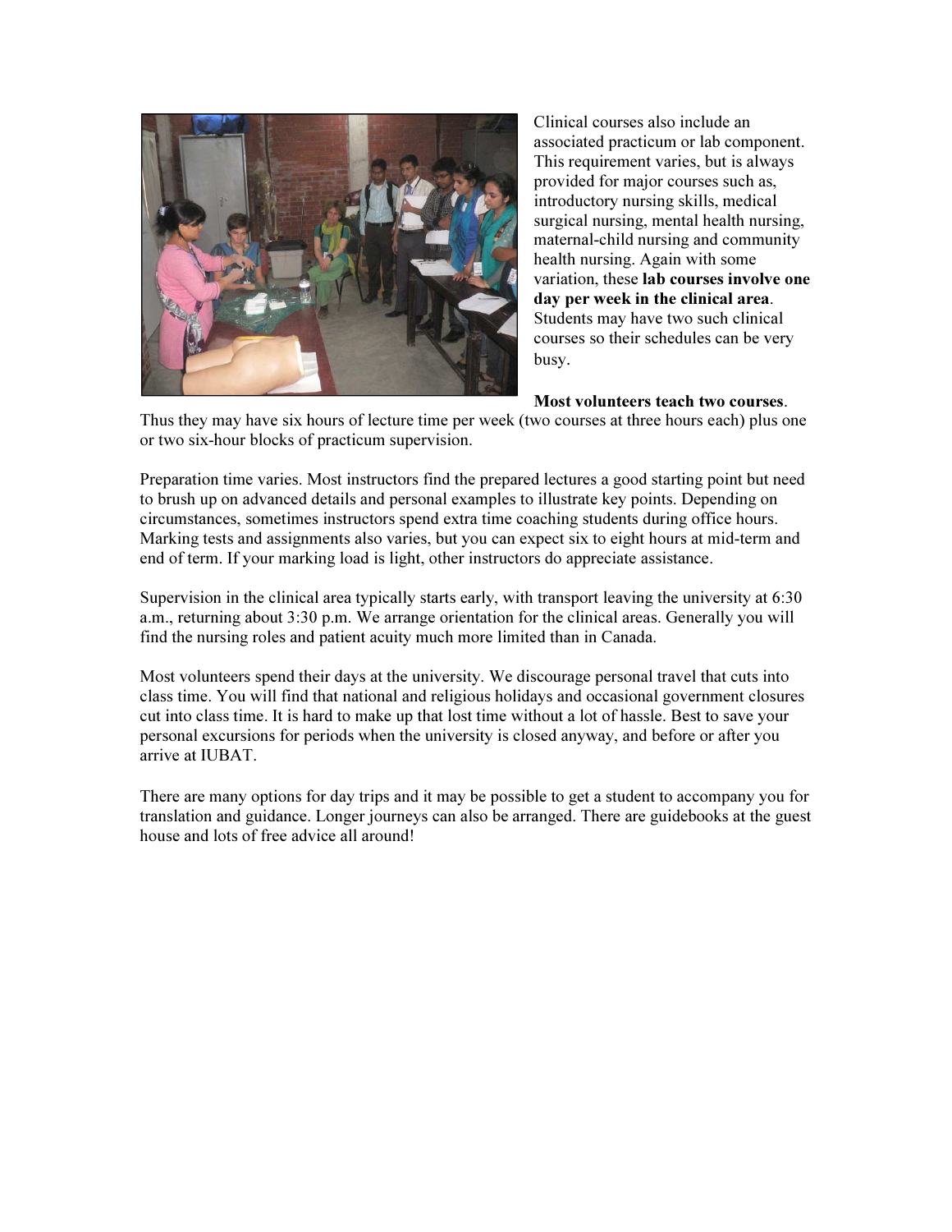Clinical courses also include an associated practicum or lab component. This requirement varies, but is always provided for major courses such as, introductory nursing skills, medical surgical nursing, mental health nursing, maternal-child nursing and community health nursing. Again with some variation, these **lab courses involve one day per week in the clinical area**. Students may have two such clinical courses so their schedules can be very busy.

**Most volunteers teach two courses**. Thus they may have six hours of lecture time per week (two courses at three hours each) plus one or two six-hour blocks of practicum supervision.

Preparation time varies. Most instructors find the prepared lectures a good starting point but need to brush up on advanced details and personal examples to illustrate key points. Depending on circumstances, sometimes instructors spend extra time coaching students during office hours. Marking tests and assignments also varies, but you can expect six to eight hours at mid-term and end of term. If your marking load is light, other instructors do appreciate assistance.

Supervision in the clinical area typically starts early, with transport leaving the university at 6:30 a.m., returning about 3:30 p.m. We arrange orientation for the clinical areas. Generally you will find the nursing roles and patient acuity much more limited than in Canada.

Most volunteers spend their days at the university. We discourage personal travel that cuts into class time. You will find that national and religious holidays and occasional government closures cut into class time. It is hard to make up that lost time without a lot of hassle. Best to save your personal excursions for periods when the university is closed anyway, and before or after you arrive at IUBAT.

There are many options for day trips and it may be possible to get a student to accompany you for translation and guidance. Longer journeys can also be arranged. There are guidebooks at the guest house and lots of free advice all around!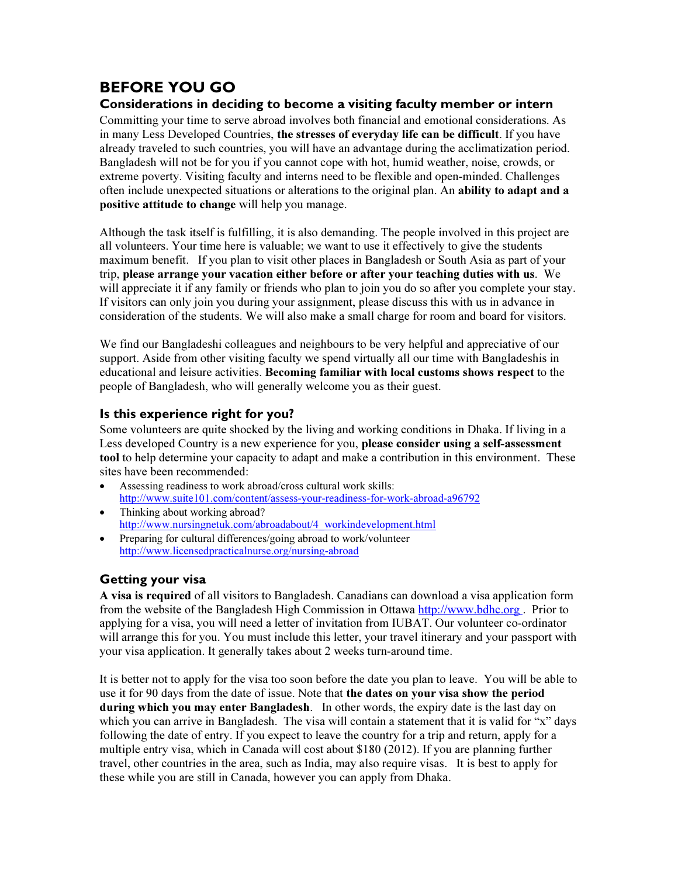# BEFORE YOU GO

## Considerations in deciding to become a visiting faculty member or intern

Committing your time to serve abroad involves both financial and emotional considerations. As in many Less Developed Countries, **the stresses of everyday life can be difficult**. If you have already traveled to such countries, you will have an advantage during the acclimatization period. Bangladesh will not be for you if you cannot cope with hot, humid weather, noise, crowds, or extreme poverty. Visiting faculty and interns need to be flexible and open-minded. Challenges often include unexpected situations or alterations to the original plan. An **ability to adapt and a positive attitude to change** will help you manage.

Although the task itself is fulfilling, it is also demanding. The people involved in this project are all volunteers. Your time here is valuable; we want to use it effectively to give the students maximum benefit. If you plan to visit other places in Bangladesh or South Asia as part of your trip, **please arrange your vacation either before or after your teaching duties with us**. We will appreciate it if any family or friends who plan to join you do so after you complete your stay. If visitors can only join you during your assignment, please discuss this with us in advance in consideration of the students. We will also make a small charge for room and board for visitors.

We find our Bangladeshi colleagues and neighbours to be very helpful and appreciative of our support. Aside from other visiting faculty we spend virtually all our time with Bangladeshis in educational and leisure activities. **Becoming familiar with local customs shows respect** to the people of Bangladesh, who will generally welcome you as their guest.

## Is this experience right for you?

Some volunteers are quite shocked by the living and working conditions in Dhaka. If living in a Less developed Country is a new experience for you, **please consider using a self-assessment tool** to help determine your capacity to adapt and make a contribution in this environment. These sites have been recommended:

- Assessing readiness to work abroad/cross cultural work skills: http://www.suite101.com/content/assess-your-readiness-for-work-abroad-a96792
- Thinking about working abroad? http://www.nursingnetuk.com/abroadabout/4_workindevelopment.html
- Preparing for cultural differences/going abroad to work/volunteer http://www.licensedpracticalnurse.org/nursing-abroad

## Getting your visa

**A visa is required** of all visitors to Bangladesh. Canadians can download a visa application form from the website of the Bangladesh High Commission in Ottawa http://www.bdhc.org . Prior to applying for a visa, you will need a letter of invitation from IUBAT. Our volunteer co-ordinator will arrange this for you. You must include this letter, your travel itinerary and your passport with your visa application. It generally takes about 2 weeks turn-around time.

It is better not to apply for the visa too soon before the date you plan to leave. You will be able to use it for 90 days from the date of issue. Note that **the dates on your visa show the period during which you may enter Bangladesh**. In other words, the expiry date is the last day on which you can arrive in Bangladesh. The visa will contain a statement that it is valid for "x" days following the date of entry. If you expect to leave the country for a trip and return, apply for a multiple entry visa, which in Canada will cost about $180 (2012). If you are planning further travel, other countries in the area, such as India, may also require visas. It is best to apply for these while you are still in Canada, however you can apply from Dhaka.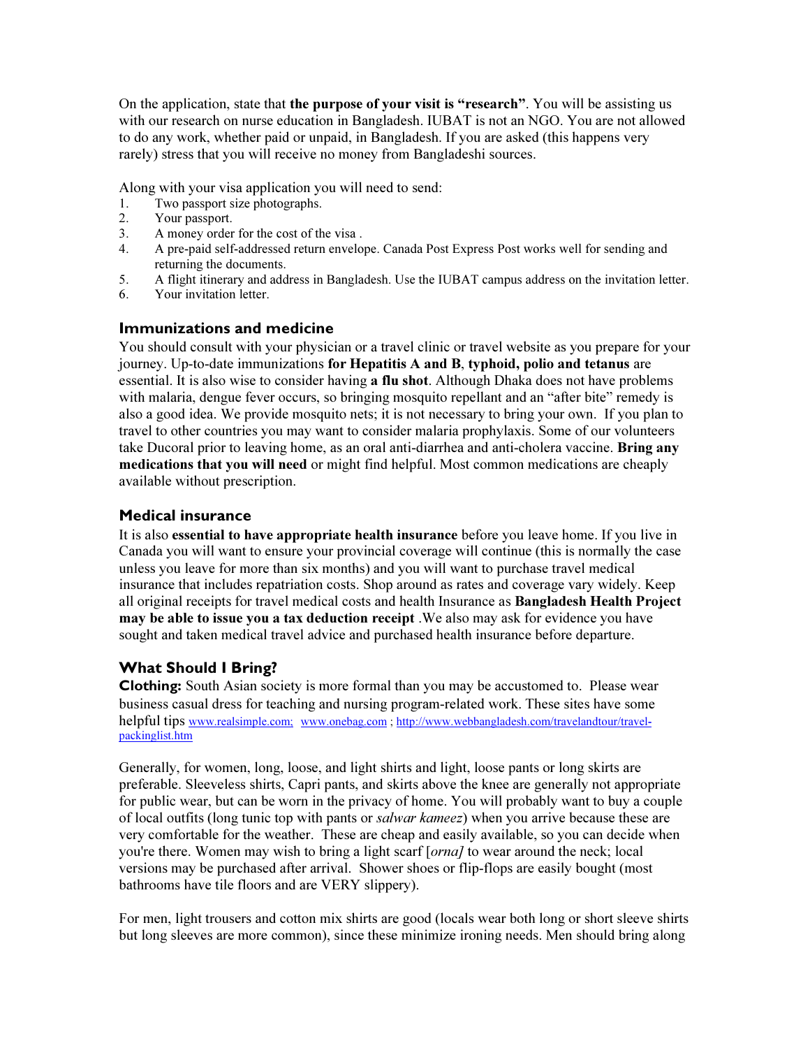On the application, state that **the purpose of your visit is "research"**. You will be assisting us with our research on nurse education in Bangladesh. IUBAT is not an NGO. You are not allowed to do any work, whether paid or unpaid, in Bangladesh. If you are asked (this happens very rarely) stress that you will receive no money from Bangladeshi sources.

Along with your visa application you will need to send:

1. Two passport size photographs.
2. Your passport.
3. A money order for the cost of the visa .
4. A pre-paid self-addressed return envelope. Canada Post Express Post works well for sending and returning the documents.
5. A flight itinerary and address in Bangladesh. Use the IUBAT campus address on the invitation letter.
6. Your invitation letter.

## Immunizations and medicine

You should consult with your physician or a travel clinic or travel website as you prepare for your journey. Up-to-date immunizations **for Hepatitis A and B**, **typhoid, polio and tetanus** are essential. It is also wise to consider having **a flu shot**. Although Dhaka does not have problems with malaria, dengue fever occurs, so bringing mosquito repellant and an "after bite" remedy is also a good idea. We provide mosquito nets; it is not necessary to bring your own. If you plan to travel to other countries you may want to consider malaria prophylaxis. Some of our volunteers take Ducoral prior to leaving home, as an oral anti-diarrhea and anti-cholera vaccine. **Bring any medications that you will need** or might find helpful. Most common medications are cheaply available without prescription.

## Medical insurance

It is also **essential to have appropriate health insurance** before you leave home. If you live in Canada you will want to ensure your provincial coverage will continue (this is normally the case unless you leave for more than six months) and you will want to purchase travel medical insurance that includes repatriation costs. Shop around as rates and coverage vary widely. Keep all original receipts for travel medical costs and health Insurance as **Bangladesh Health Project may be able to issue you a tax deduction receipt** .We also may ask for evidence you have sought and taken medical travel advice and purchased health insurance before departure.

## What Should I Bring?

**Clothing:** South Asian society is more formal than you may be accustomed to. Please wear business casual dress for teaching and nursing program-related work. These sites have some helpful tips www.realsimple.com; www.onebag.com ; http://www.webbangladesh.com/travelandtour/travel-packinglist.htm

Generally, for women, long, loose, and light shirts and light, loose pants or long skirts are preferable. Sleeveless shirts, Capri pants, and skirts above the knee are generally not appropriate for public wear, but can be worn in the privacy of home. You will probably want to buy a couple of local outfits (long tunic top with pants or *salwar kameez*) when you arrive because these are very comfortable for the weather. These are cheap and easily available, so you can decide when you're there. Women may wish to bring a light scarf [*orna]* to wear around the neck; local versions may be purchased after arrival. Shower shoes or flip-flops are easily bought (most bathrooms have tile floors and are VERY slippery).

For men, light trousers and cotton mix shirts are good (locals wear both long or short sleeve shirts but long sleeves are more common), since these minimize ironing needs. Men should bring along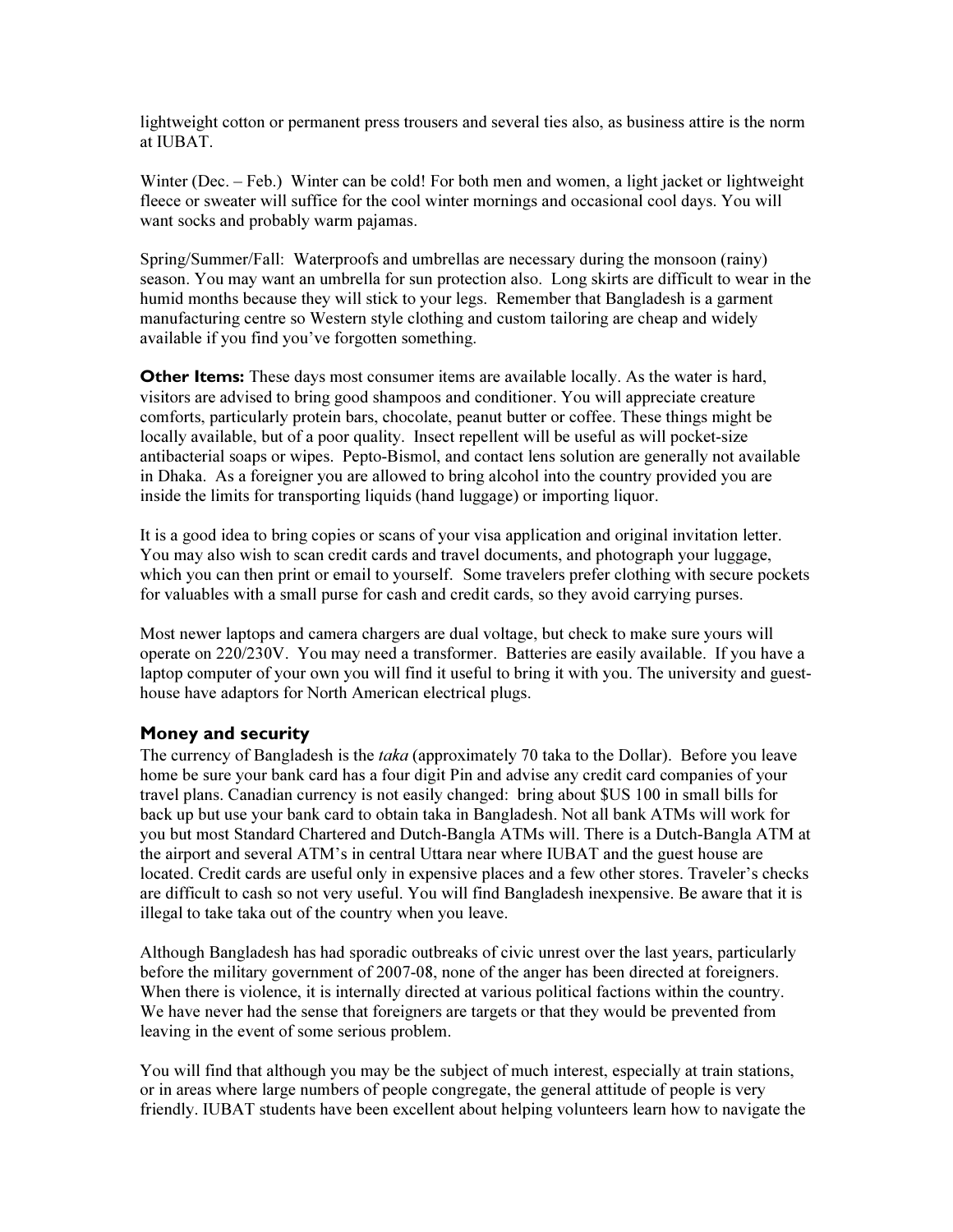lightweight cotton or permanent press trousers and several ties also, as business attire is the norm at IUBAT.

Winter (Dec. – Feb.) Winter can be cold! For both men and women, a light jacket or lightweight fleece or sweater will suffice for the cool winter mornings and occasional cool days. You will want socks and probably warm pajamas.

Spring/Summer/Fall: Waterproofs and umbrellas are necessary during the monsoon (rainy) season. You may want an umbrella for sun protection also. Long skirts are difficult to wear in the humid months because they will stick to your legs. Remember that Bangladesh is a garment manufacturing centre so Western style clothing and custom tailoring are cheap and widely available if you find you've forgotten something.

**Other Items:** These days most consumer items are available locally. As the water is hard, visitors are advised to bring good shampoos and conditioner. You will appreciate creature comforts, particularly protein bars, chocolate, peanut butter or coffee. These things might be locally available, but of a poor quality. Insect repellent will be useful as will pocket-size antibacterial soaps or wipes. Pepto-Bismol, and contact lens solution are generally not available in Dhaka. As a foreigner you are allowed to bring alcohol into the country provided you are inside the limits for transporting liquids (hand luggage) or importing liquor.

It is a good idea to bring copies or scans of your visa application and original invitation letter. You may also wish to scan credit cards and travel documents, and photograph your luggage, which you can then print or email to yourself. Some travelers prefer clothing with secure pockets for valuables with a small purse for cash and credit cards, so they avoid carrying purses.

Most newer laptops and camera chargers are dual voltage, but check to make sure yours will operate on 220/230V. You may need a transformer. Batteries are easily available. If you have a laptop computer of your own you will find it useful to bring it with you. The university and guest-house have adaptors for North American electrical plugs.

## Money and security

The currency of Bangladesh is the *taka* (approximately 70 taka to the Dollar). Before you leave home be sure your bank card has a four digit Pin and advise any credit card companies of your travel plans. Canadian currency is not easily changed: bring about $US 100 in small bills for back up but use your bank card to obtain taka in Bangladesh. Not all bank ATMs will work for you but most Standard Chartered and Dutch-Bangla ATMs will. There is a Dutch-Bangla ATM at the airport and several ATM's in central Uttara near where IUBAT and the guest house are located. Credit cards are useful only in expensive places and a few other stores. Traveler's checks are difficult to cash so not very useful. You will find Bangladesh inexpensive. Be aware that it is illegal to take taka out of the country when you leave.

Although Bangladesh has had sporadic outbreaks of civic unrest over the last years, particularly before the military government of 2007-08, none of the anger has been directed at foreigners. When there is violence, it is internally directed at various political factions within the country. We have never had the sense that foreigners are targets or that they would be prevented from leaving in the event of some serious problem.

You will find that although you may be the subject of much interest, especially at train stations, or in areas where large numbers of people congregate, the general attitude of people is very friendly. IUBAT students have been excellent about helping volunteers learn how to navigate the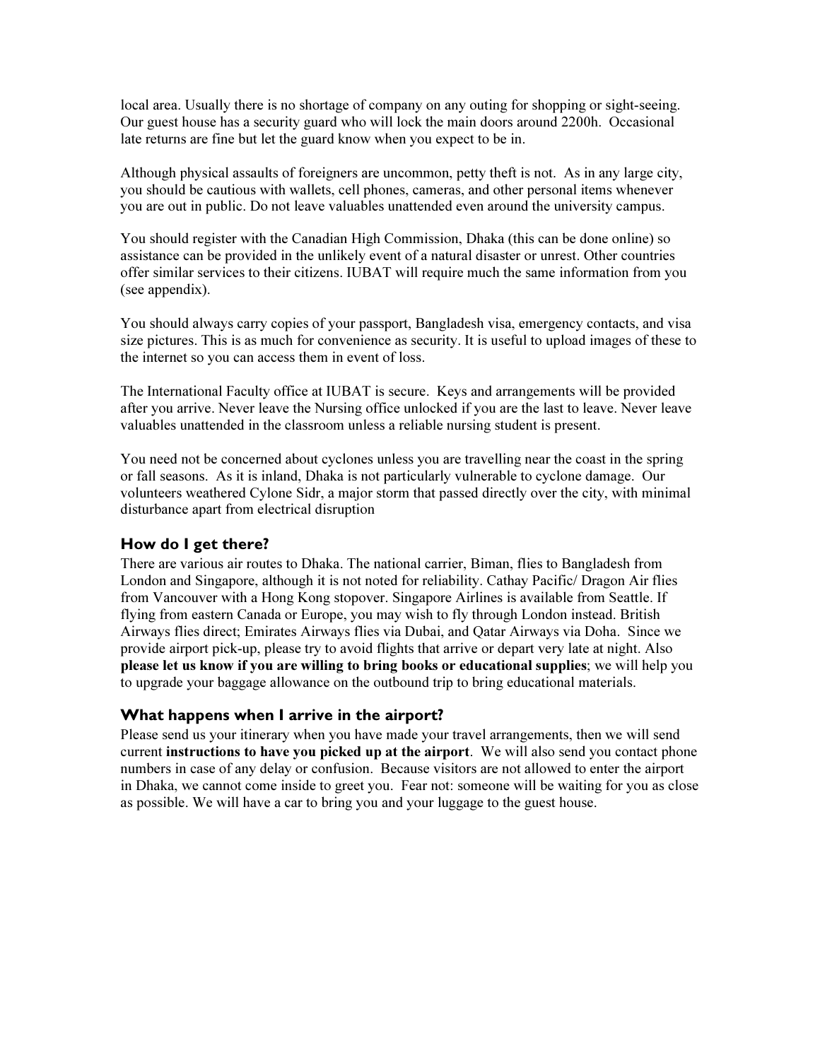local area. Usually there is no shortage of company on any outing for shopping or sight-seeing. Our guest house has a security guard who will lock the main doors around 2200h. Occasional late returns are fine but let the guard know when you expect to be in.

Although physical assaults of foreigners are uncommon, petty theft is not. As in any large city, you should be cautious with wallets, cell phones, cameras, and other personal items whenever you are out in public. Do not leave valuables unattended even around the university campus.

You should register with the Canadian High Commission, Dhaka (this can be done online) so assistance can be provided in the unlikely event of a natural disaster or unrest. Other countries offer similar services to their citizens. IUBAT will require much the same information from you (see appendix).

You should always carry copies of your passport, Bangladesh visa, emergency contacts, and visa size pictures. This is as much for convenience as security. It is useful to upload images of these to the internet so you can access them in event of loss.

The International Faculty office at IUBAT is secure. Keys and arrangements will be provided after you arrive. Never leave the Nursing office unlocked if you are the last to leave. Never leave valuables unattended in the classroom unless a reliable nursing student is present.

You need not be concerned about cyclones unless you are travelling near the coast in the spring or fall seasons. As it is inland, Dhaka is not particularly vulnerable to cyclone damage. Our volunteers weathered Cylone Sidr, a major storm that passed directly over the city, with minimal disturbance apart from electrical disruption

## How do I get there?

There are various air routes to Dhaka. The national carrier, Biman, flies to Bangladesh from London and Singapore, although it is not noted for reliability. Cathay Pacific/ Dragon Air flies from Vancouver with a Hong Kong stopover. Singapore Airlines is available from Seattle. If flying from eastern Canada or Europe, you may wish to fly through London instead. British Airways flies direct; Emirates Airways flies via Dubai, and Qatar Airways via Doha. Since we provide airport pick-up, please try to avoid flights that arrive or depart very late at night. Also **please let us know if you are willing to bring books or educational supplies**; we will help you to upgrade your baggage allowance on the outbound trip to bring educational materials.

## What happens when I arrive in the airport?

Please send us your itinerary when you have made your travel arrangements, then we will send current **instructions to have you picked up at the airport**. We will also send you contact phone numbers in case of any delay or confusion. Because visitors are not allowed to enter the airport in Dhaka, we cannot come inside to greet you. Fear not: someone will be waiting for you as close as possible. We will have a car to bring you and your luggage to the guest house.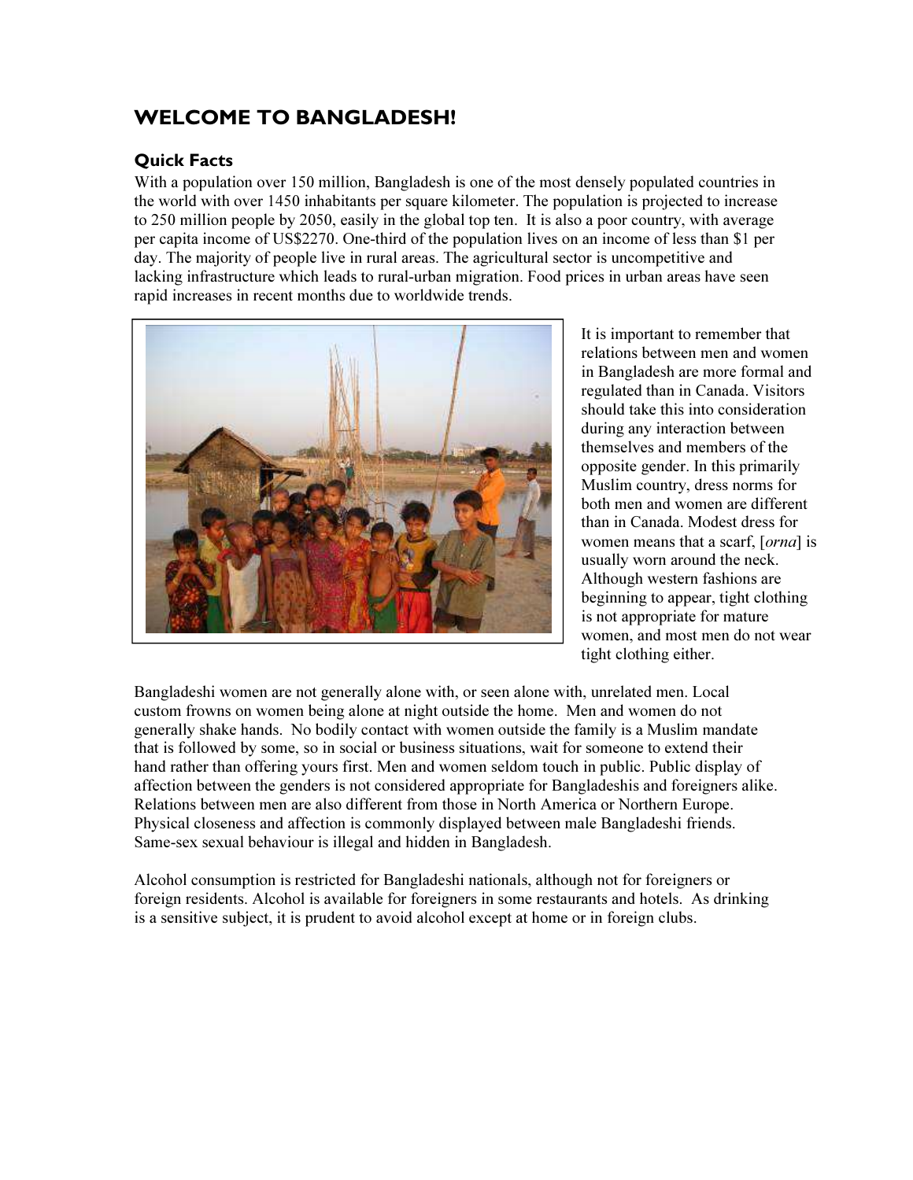# WELCOME TO BANGLADESH!

## Quick Facts

With a population over 150 million, Bangladesh is one of the most densely populated countries in the world with over 1450 inhabitants per square kilometer. The population is projected to increase to 250 million people by 2050, easily in the global top ten. It is also a poor country, with average per capita income of US$2270. One-third of the population lives on an income of less than $1 per day. The majority of people live in rural areas. The agricultural sector is uncompetitive and lacking infrastructure which leads to rural-urban migration. Food prices in urban areas have seen rapid increases in recent months due to worldwide trends.

It is important to remember that relations between men and women in Bangladesh are more formal and regulated than in Canada. Visitors should take this into consideration during any interaction between themselves and members of the opposite gender. In this primarily Muslim country, dress norms for both men and women are different than in Canada. Modest dress for women means that a scarf, [*orna*] is usually worn around the neck. Although western fashions are beginning to appear, tight clothing is not appropriate for mature women, and most men do not wear tight clothing either.

Bangladeshi women are not generally alone with, or seen alone with, unrelated men. Local custom frowns on women being alone at night outside the home. Men and women do not generally shake hands. No bodily contact with women outside the family is a Muslim mandate that is followed by some, so in social or business situations, wait for someone to extend their hand rather than offering yours first. Men and women seldom touch in public. Public display of affection between the genders is not considered appropriate for Bangladeshis and foreigners alike. Relations between men are also different from those in North America or Northern Europe. Physical closeness and affection is commonly displayed between male Bangladeshi friends. Same-sex sexual behaviour is illegal and hidden in Bangladesh.

Alcohol consumption is restricted for Bangladeshi nationals, although not for foreigners or foreign residents. Alcohol is available for foreigners in some restaurants and hotels. As drinking is a sensitive subject, it is prudent to avoid alcohol except at home or in foreign clubs.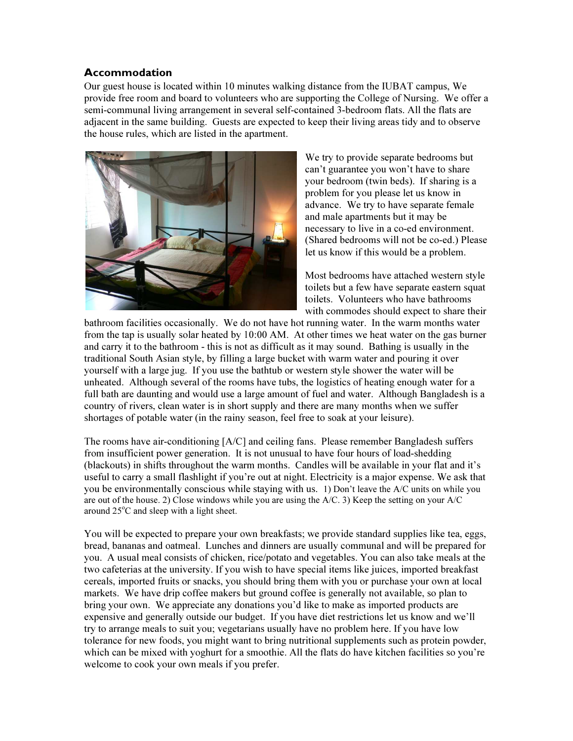## Accommodation

Our guest house is located within 10 minutes walking distance from the IUBAT campus, We provide free room and board to volunteers who are supporting the College of Nursing. We offer a semi-communal living arrangement in several self-contained 3-bedroom flats. All the flats are adjacent in the same building. Guests are expected to keep their living areas tidy and to observe the house rules, which are listed in the apartment.

We try to provide separate bedrooms but can't guarantee you won't have to share your bedroom (twin beds). If sharing is a problem for you please let us know in advance. We try to have separate female and male apartments but it may be necessary to live in a co-ed environment. (Shared bedrooms will not be co-ed.) Please let us know if this would be a problem.

Most bedrooms have attached western style toilets but a few have separate eastern squat toilets. Volunteers who have bathrooms with commodes should expect to share their bathroom facilities occasionally. We do not have hot running water. In the warm months water from the tap is usually solar heated by 10:00 AM. At other times we heat water on the gas burner and carry it to the bathroom - this is not as difficult as it may sound. Bathing is usually in the traditional South Asian style, by filling a large bucket with warm water and pouring it over yourself with a large jug. If you use the bathtub or western style shower the water will be unheated. Although several of the rooms have tubs, the logistics of heating enough water for a full bath are daunting and would use a large amount of fuel and water. Although Bangladesh is a country of rivers, clean water is in short supply and there are many months when we suffer shortages of potable water (in the rainy season, feel free to soak at your leisure).

The rooms have air-conditioning [A/C] and ceiling fans. Please remember Bangladesh suffers from insufficient power generation. It is not unusual to have four hours of load-shedding (blackouts) in shifts throughout the warm months. Candles will be available in your flat and it's useful to carry a small flashlight if you're out at night. Electricity is a major expense. We ask that you be environmentally conscious while staying with us. 1) Don't leave the A/C units on while you are out of the house. 2) Close windows while you are using the A/C. 3) Keep the setting on your A/C around 25°C and sleep with a light sheet.

You will be expected to prepare your own breakfasts; we provide standard supplies like tea, eggs, bread, bananas and oatmeal. Lunches and dinners are usually communal and will be prepared for you. A usual meal consists of chicken, rice/potato and vegetables. You can also take meals at the two cafeterias at the university. If you wish to have special items like juices, imported breakfast cereals, imported fruits or snacks, you should bring them with you or purchase your own at local markets. We have drip coffee makers but ground coffee is generally not available, so plan to bring your own. We appreciate any donations you'd like to make as imported products are expensive and generally outside our budget. If you have diet restrictions let us know and we'll try to arrange meals to suit you; vegetarians usually have no problem here. If you have low tolerance for new foods, you might want to bring nutritional supplements such as protein powder, which can be mixed with yoghurt for a smoothie. All the flats do have kitchen facilities so you're welcome to cook your own meals if you prefer.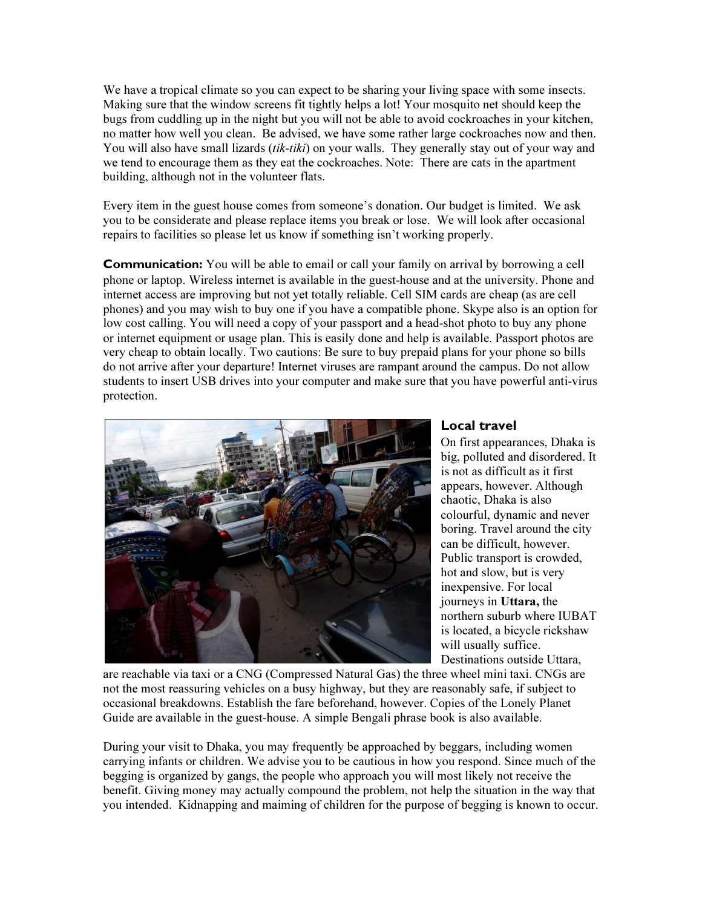We have a tropical climate so you can expect to be sharing your living space with some insects. Making sure that the window screens fit tightly helps a lot! Your mosquito net should keep the bugs from cuddling up in the night but you will not be able to avoid cockroaches in your kitchen, no matter how well you clean. Be advised, we have some rather large cockroaches now and then. You will also have small lizards (*tik-tiki*) on your walls. They generally stay out of your way and we tend to encourage them as they eat the cockroaches. Note: There are cats in the apartment building, although not in the volunteer flats.

Every item in the guest house comes from someone's donation. Our budget is limited. We ask you to be considerate and please replace items you break or lose. We will look after occasional repairs to facilities so please let us know if something isn't working properly.

**Communication:** You will be able to email or call your family on arrival by borrowing a cell phone or laptop. Wireless internet is available in the guest-house and at the university. Phone and internet access are improving but not yet totally reliable. Cell SIM cards are cheap (as are cell phones) and you may wish to buy one if you have a compatible phone. Skype also is an option for low cost calling. You will need a copy of your passport and a head-shot photo to buy any phone or internet equipment or usage plan. This is easily done and help is available. Passport photos are very cheap to obtain locally. Two cautions: Be sure to buy prepaid plans for your phone so bills do not arrive after your departure! Internet viruses are rampant around the campus. Do not allow students to insert USB drives into your computer and make sure that you have powerful anti-virus protection.

## Local travel

On first appearances, Dhaka is big, polluted and disordered. It is not as difficult as it first appears, however. Although chaotic, Dhaka is also colourful, dynamic and never boring. Travel around the city can be difficult, however. Public transport is crowded, hot and slow, but is very inexpensive. For local journeys in **Uttara,** the northern suburb where IUBAT is located, a bicycle rickshaw will usually suffice. Destinations outside Uttara, are reachable via taxi or a CNG (Compressed Natural Gas) the three wheel mini taxi. CNGs are not the most reassuring vehicles on a busy highway, but they are reasonably safe, if subject to occasional breakdowns. Establish the fare beforehand, however. Copies of the Lonely Planet Guide are available in the guest-house. A simple Bengali phrase book is also available.

During your visit to Dhaka, you may frequently be approached by beggars, including women carrying infants or children. We advise you to be cautious in how you respond. Since much of the begging is organized by gangs, the people who approach you will most likely not receive the benefit. Giving money may actually compound the problem, not help the situation in the way that you intended. Kidnapping and maiming of children for the purpose of begging is known to occur.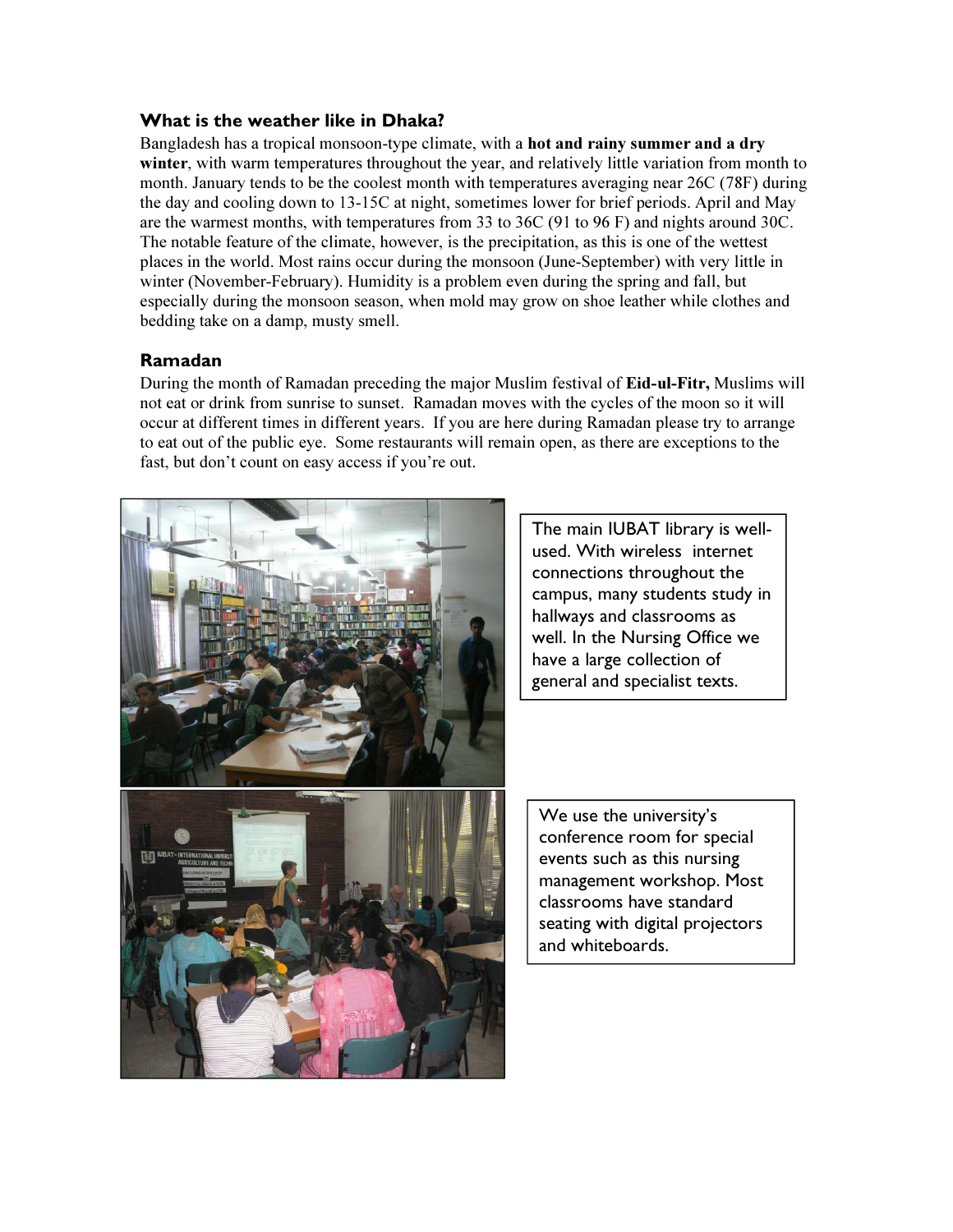### What is the weather like in Dhaka?

Bangladesh has a tropical monsoon-type climate, with a **hot and rainy summer and a dry winter**, with warm temperatures throughout the year, and relatively little variation from month to month. January tends to be the coolest month with temperatures averaging near 26C (78F) during the day and cooling down to 13-15C at night, sometimes lower for brief periods. April and May are the warmest months, with temperatures from 33 to 36C (91 to 96 F) and nights around 30C. The notable feature of the climate, however, is the precipitation, as this is one of the wettest places in the world. Most rains occur during the monsoon (June-September) with very little in winter (November-February). Humidity is a problem even during the spring and fall, but especially during the monsoon season, when mold may grow on shoe leather while clothes and bedding take on a damp, musty smell.

### Ramadan

During the month of Ramadan preceding the major Muslim festival of **Eid-ul-Fitr,** Muslims will not eat or drink from sunrise to sunset. Ramadan moves with the cycles of the moon so it will occur at different times in different years. If you are here during Ramadan please try to arrange to eat out of the public eye. Some restaurants will remain open, as there are exceptions to the fast, but don't count on easy access if you're out.

The main IUBAT library is well-used. With wireless internet connections throughout the campus, many students study in hallways and classrooms as well. In the Nursing Office we have a large collection of general and specialist texts.

We use the university's conference room for special events such as this nursing management workshop. Most classrooms have standard seating with digital projectors and whiteboards.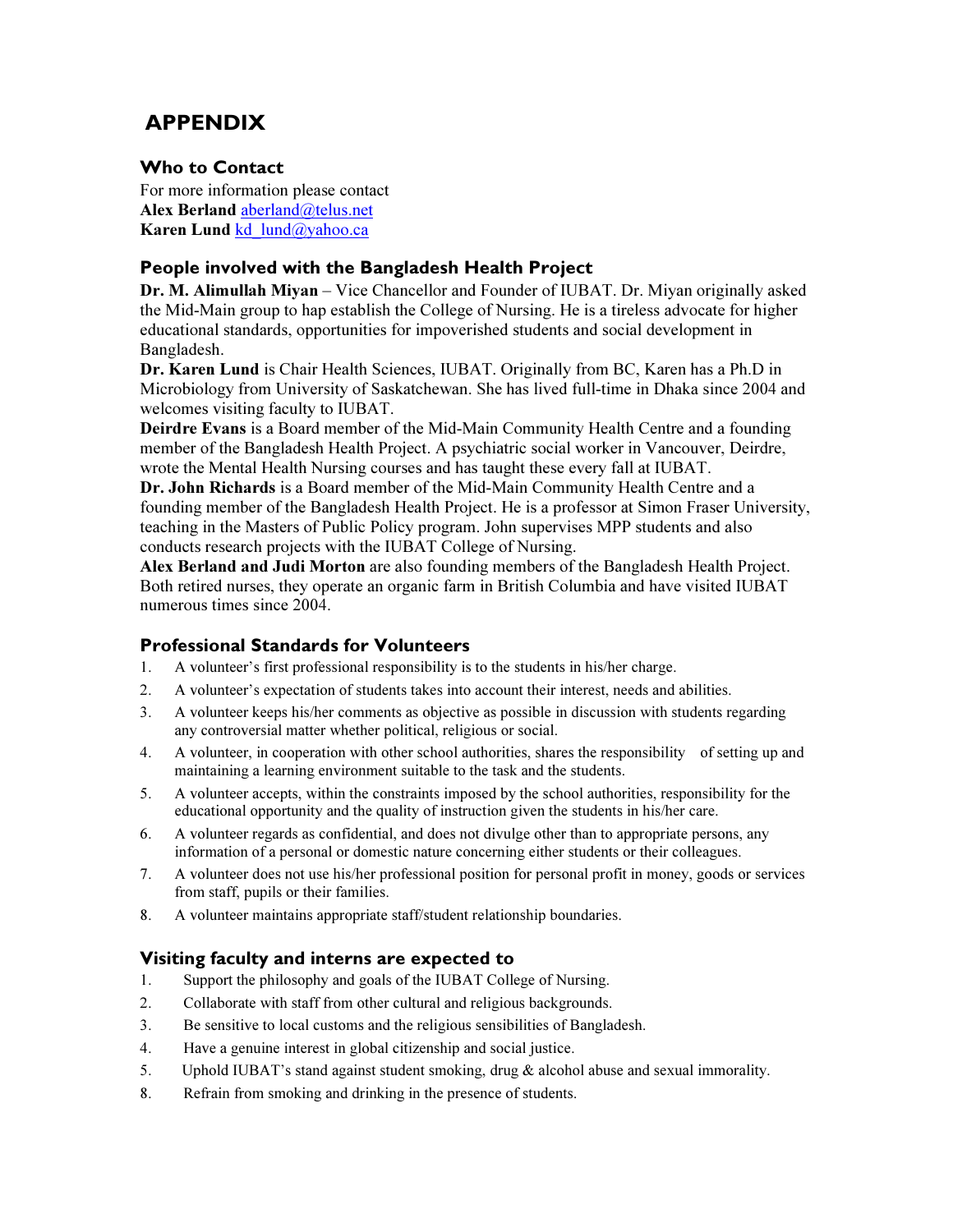# APPENDIX

## Who to Contact

For more information please contact
**Alex Berland** aberland@telus.net
**Karen Lund** kd_lund@yahoo.ca

## People involved with the Bangladesh Health Project

**Dr. M. Alimullah Miyan** – Vice Chancellor and Founder of IUBAT. Dr. Miyan originally asked the Mid-Main group to hap establish the College of Nursing. He is a tireless advocate for higher educational standards, opportunities for impoverished students and social development in Bangladesh.

**Dr. Karen Lund** is Chair Health Sciences, IUBAT. Originally from BC, Karen has a Ph.D in Microbiology from University of Saskatchewan. She has lived full-time in Dhaka since 2004 and welcomes visiting faculty to IUBAT.

**Deirdre Evans** is a Board member of the Mid-Main Community Health Centre and a founding member of the Bangladesh Health Project. A psychiatric social worker in Vancouver, Deirdre, wrote the Mental Health Nursing courses and has taught these every fall at IUBAT.

**Dr. John Richards** is a Board member of the Mid-Main Community Health Centre and a founding member of the Bangladesh Health Project. He is a professor at Simon Fraser University, teaching in the Masters of Public Policy program. John supervises MPP students and also conducts research projects with the IUBAT College of Nursing.

**Alex Berland and Judi Morton** are also founding members of the Bangladesh Health Project. Both retired nurses, they operate an organic farm in British Columbia and have visited IUBAT numerous times since 2004.

## Professional Standards for Volunteers

1. A volunteer's first professional responsibility is to the students in his/her charge.
2. A volunteer's expectation of students takes into account their interest, needs and abilities.
3. A volunteer keeps his/her comments as objective as possible in discussion with students regarding any controversial matter whether political, religious or social.
4. A volunteer, in cooperation with other school authorities, shares the responsibility of setting up and maintaining a learning environment suitable to the task and the students.
5. A volunteer accepts, within the constraints imposed by the school authorities, responsibility for the educational opportunity and the quality of instruction given the students in his/her care.
6. A volunteer regards as confidential, and does not divulge other than to appropriate persons, any information of a personal or domestic nature concerning either students or their colleagues.
7. A volunteer does not use his/her professional position for personal profit in money, goods or services from staff, pupils or their families.
8. A volunteer maintains appropriate staff/student relationship boundaries.

## Visiting faculty and interns are expected to

1. Support the philosophy and goals of the IUBAT College of Nursing.
2. Collaborate with staff from other cultural and religious backgrounds.
3. Be sensitive to local customs and the religious sensibilities of Bangladesh.
4. Have a genuine interest in global citizenship and social justice.
5. Uphold IUBAT's stand against student smoking, drug & alcohol abuse and sexual immorality.
8. Refrain from smoking and drinking in the presence of students.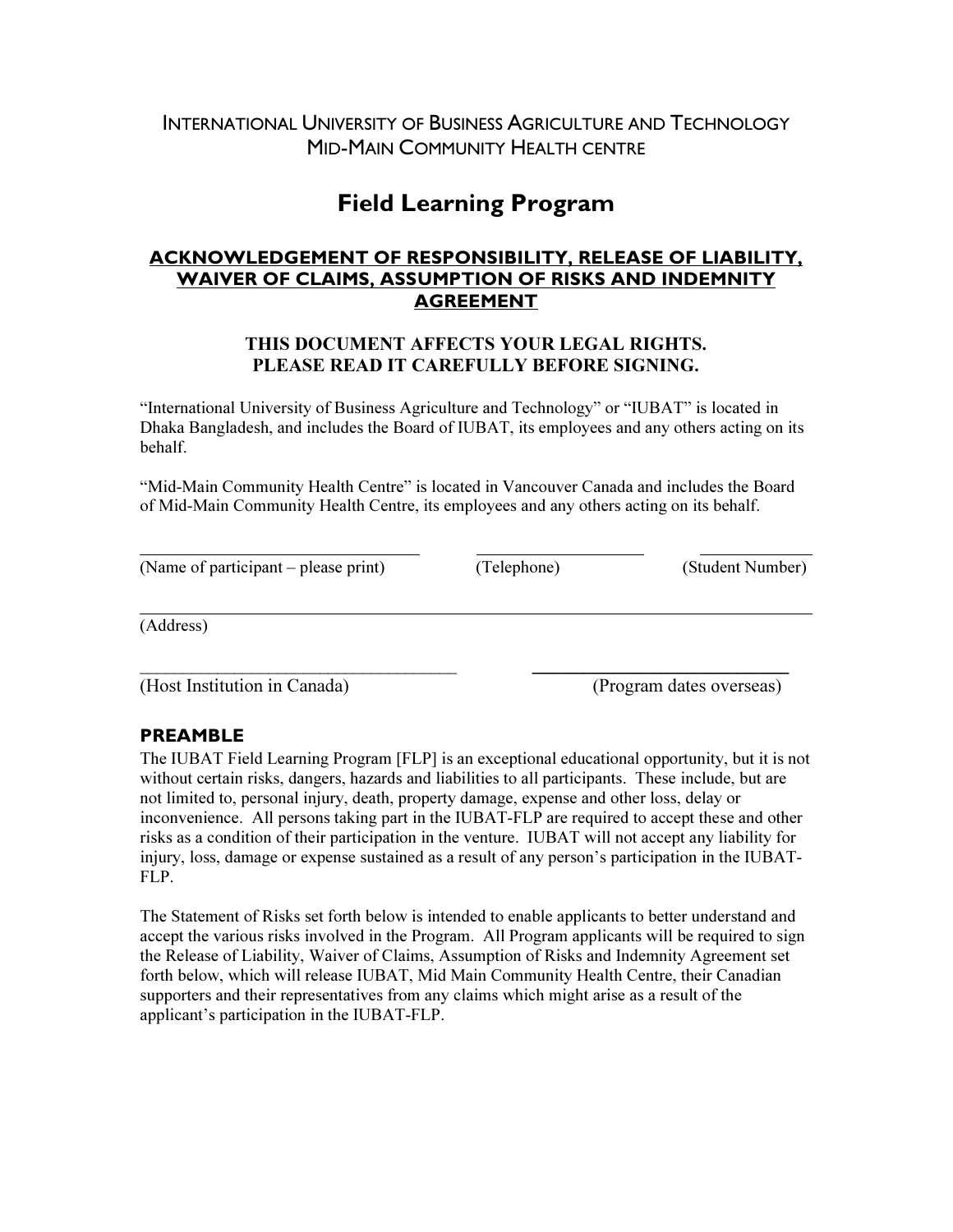INTERNATIONAL UNIVERSITY OF BUSINESS AGRICULTURE AND TECHNOLOGY
MID-MAIN COMMUNITY HEALTH CENTRE

# Field Learning Program

## ACKNOWLEDGEMENT OF RESPONSIBILITY, RELEASE OF LIABILITY, WAIVER OF CLAIMS, ASSUMPTION OF RISKS AND INDEMNITY AGREEMENT

**THIS DOCUMENT AFFECTS YOUR LEGAL RIGHTS.
PLEASE READ IT CAREFULLY BEFORE SIGNING.**

"International University of Business Agriculture and Technology" or "IUBAT" is located in Dhaka Bangladesh, and includes the Board of IUBAT, its employees and any others acting on its behalf.

"Mid-Main Community Health Centre" is located in Vancouver Canada and includes the Board of Mid-Main Community Health Centre, its employees and any others acting on its behalf.

\_\_\_\_\_\_\_\_\_\_\_\_\_\_\_\_\_\_\_\_\_\_\_\_\_\_\_\_ \_\_\_\_\_\_\_\_\_\_\_\_\_\_\_\_\_\_ \_\_\_\_\_\_\_\_\_\_\_\_
(Name of participant – please print) (Telephone) (Student Number)

\_\_\_\_\_\_\_\_\_\_\_\_\_\_\_\_\_\_\_\_\_\_\_\_\_\_\_\_\_\_\_\_\_\_\_\_\_\_\_\_\_\_\_\_\_\_\_\_\_\_\_\_\_\_\_\_\_\_\_\_\_\_\_\_
(Address)

\_\_\_\_\_\_\_\_\_\_\_\_\_\_\_\_\_\_\_\_\_\_\_\_\_\_\_\_\_\_\_\_ \_\_\_\_\_\_\_\_\_\_\_\_\_\_\_\_\_\_\_\_\_\_\_\_\_\_\_\_
(Host Institution in Canada) (Program dates overseas)

### PREAMBLE

The IUBAT Field Learning Program [FLP] is an exceptional educational opportunity, but it is not without certain risks, dangers, hazards and liabilities to all participants. These include, but are not limited to, personal injury, death, property damage, expense and other loss, delay or inconvenience. All persons taking part in the IUBAT-FLP are required to accept these and other risks as a condition of their participation in the venture. IUBAT will not accept any liability for injury, loss, damage or expense sustained as a result of any person's participation in the IUBAT-FLP.

The Statement of Risks set forth below is intended to enable applicants to better understand and accept the various risks involved in the Program. All Program applicants will be required to sign the Release of Liability, Waiver of Claims, Assumption of Risks and Indemnity Agreement set forth below, which will release IUBAT, Mid Main Community Health Centre, their Canadian supporters and their representatives from any claims which might arise as a result of the applicant's participation in the IUBAT-FLP.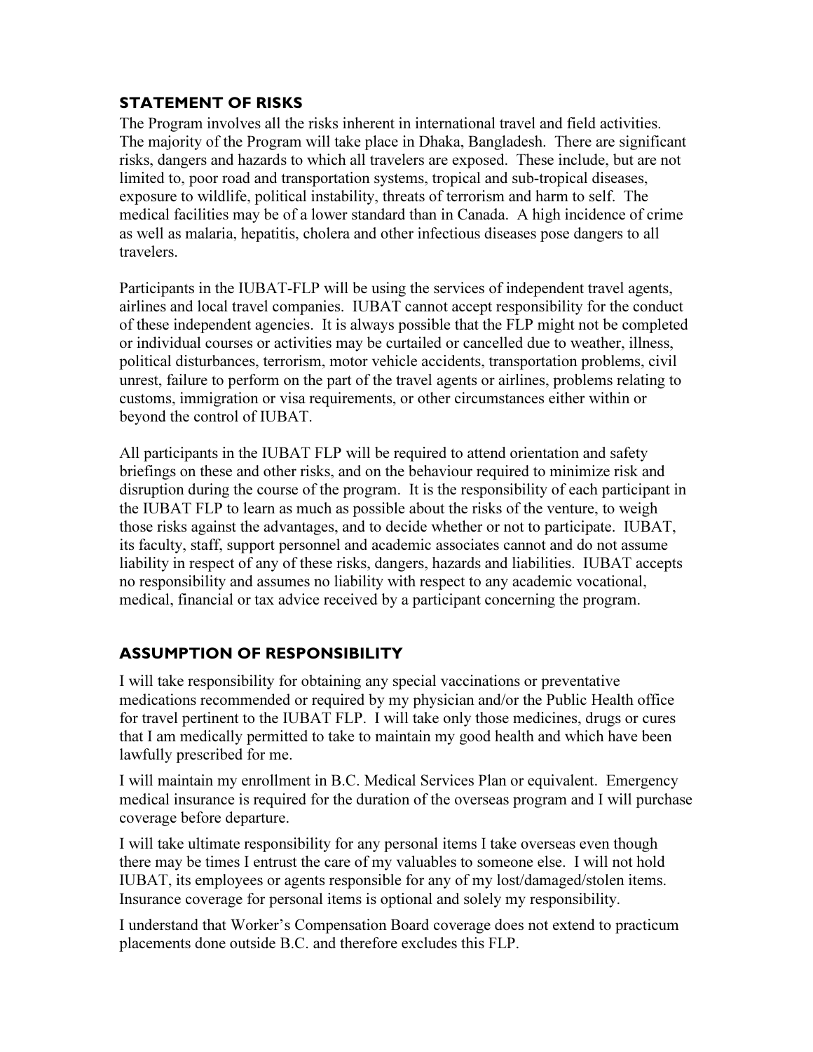## STATEMENT OF RISKS

The Program involves all the risks inherent in international travel and field activities. The majority of the Program will take place in Dhaka, Bangladesh. There are significant risks, dangers and hazards to which all travelers are exposed. These include, but are not limited to, poor road and transportation systems, tropical and sub-tropical diseases, exposure to wildlife, political instability, threats of terrorism and harm to self. The medical facilities may be of a lower standard than in Canada. A high incidence of crime as well as malaria, hepatitis, cholera and other infectious diseases pose dangers to all travelers.

Participants in the IUBAT-FLP will be using the services of independent travel agents, airlines and local travel companies. IUBAT cannot accept responsibility for the conduct of these independent agencies. It is always possible that the FLP might not be completed or individual courses or activities may be curtailed or cancelled due to weather, illness, political disturbances, terrorism, motor vehicle accidents, transportation problems, civil unrest, failure to perform on the part of the travel agents or airlines, problems relating to customs, immigration or visa requirements, or other circumstances either within or beyond the control of IUBAT.

All participants in the IUBAT FLP will be required to attend orientation and safety briefings on these and other risks, and on the behaviour required to minimize risk and disruption during the course of the program. It is the responsibility of each participant in the IUBAT FLP to learn as much as possible about the risks of the venture, to weigh those risks against the advantages, and to decide whether or not to participate. IUBAT, its faculty, staff, support personnel and academic associates cannot and do not assume liability in respect of any of these risks, dangers, hazards and liabilities. IUBAT accepts no responsibility and assumes no liability with respect to any academic vocational, medical, financial or tax advice received by a participant concerning the program.

## ASSUMPTION OF RESPONSIBILITY

I will take responsibility for obtaining any special vaccinations or preventative medications recommended or required by my physician and/or the Public Health office for travel pertinent to the IUBAT FLP. I will take only those medicines, drugs or cures that I am medically permitted to take to maintain my good health and which have been lawfully prescribed for me.

I will maintain my enrollment in B.C. Medical Services Plan or equivalent. Emergency medical insurance is required for the duration of the overseas program and I will purchase coverage before departure.

I will take ultimate responsibility for any personal items I take overseas even though there may be times I entrust the care of my valuables to someone else. I will not hold IUBAT, its employees or agents responsible for any of my lost/damaged/stolen items. Insurance coverage for personal items is optional and solely my responsibility.

I understand that Worker's Compensation Board coverage does not extend to practicum placements done outside B.C. and therefore excludes this FLP.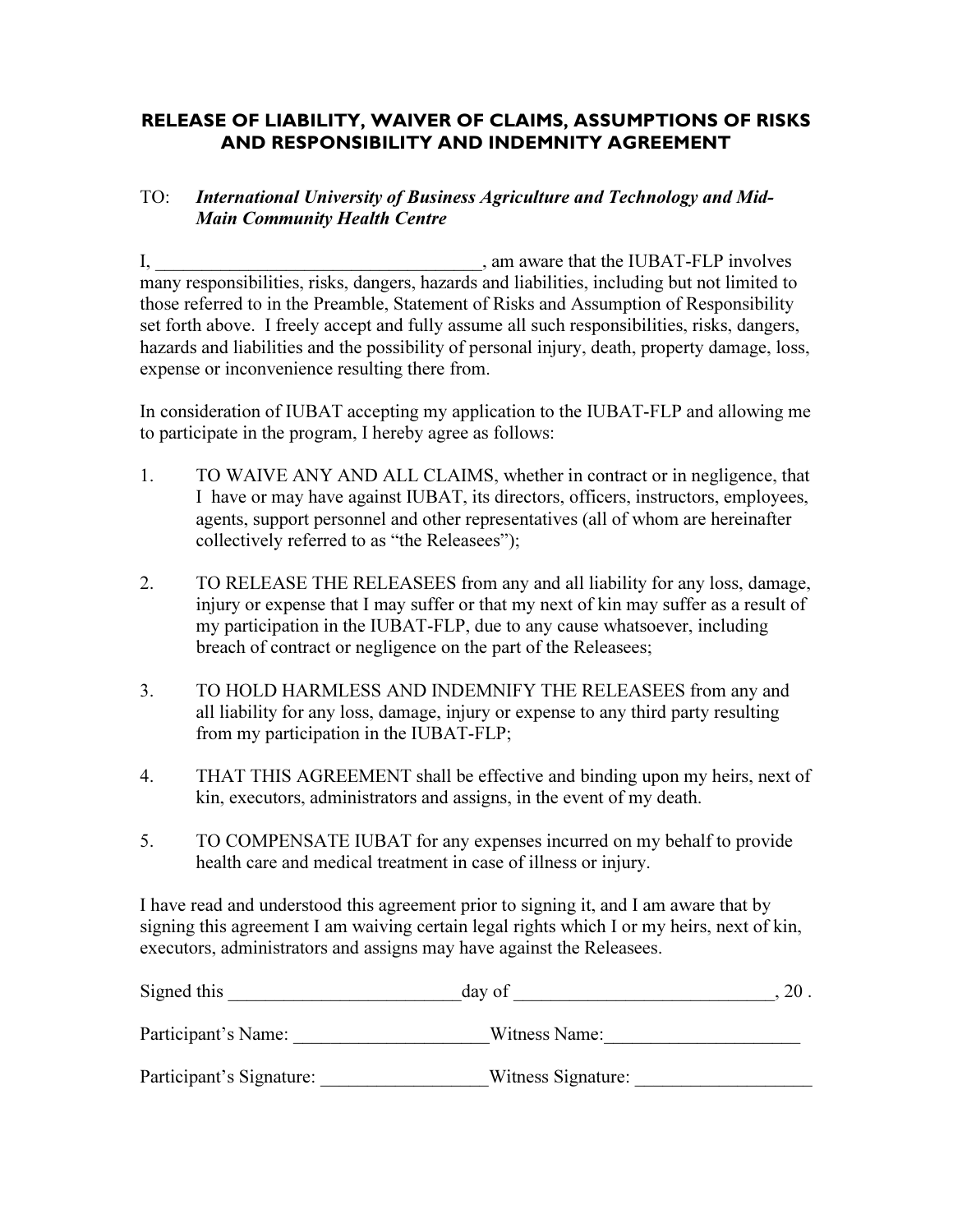# RELEASE OF LIABILITY, WAIVER OF CLAIMS, ASSUMPTIONS OF RISKS AND RESPONSIBILITY AND INDEMNITY AGREEMENT

TO: ***International University of Business Agriculture and Technology and Mid-Main Community Health Centre***

I, ___________________________________, am aware that the IUBAT-FLP involves many responsibilities, risks, dangers, hazards and liabilities, including but not limited to those referred to in the Preamble, Statement of Risks and Assumption of Responsibility set forth above. I freely accept and fully assume all such responsibilities, risks, dangers, hazards and liabilities and the possibility of personal injury, death, property damage, loss, expense or inconvenience resulting there from.

In consideration of IUBAT accepting my application to the IUBAT-FLP and allowing me to participate in the program, I hereby agree as follows:

1. TO WAIVE ANY AND ALL CLAIMS, whether in contract or in negligence, that I have or may have against IUBAT, its directors, officers, instructors, employees, agents, support personnel and other representatives (all of whom are hereinafter collectively referred to as "the Releasees");

2. TO RELEASE THE RELEASEES from any and all liability for any loss, damage, injury or expense that I may suffer or that my next of kin may suffer as a result of my participation in the IUBAT-FLP, due to any cause whatsoever, including breach of contract or negligence on the part of the Releasees;

3. TO HOLD HARMLESS AND INDEMNIFY THE RELEASEES from any and all liability for any loss, damage, injury or expense to any third party resulting from my participation in the IUBAT-FLP;

4. THAT THIS AGREEMENT shall be effective and binding upon my heirs, next of kin, executors, administrators and assigns, in the event of my death.

5. TO COMPENSATE IUBAT for any expenses incurred on my behalf to provide health care and medical treatment in case of illness or injury.

I have read and understood this agreement prior to signing it, and I am aware that by signing this agreement I am waiving certain legal rights which I or my heirs, next of kin, executors, administrators and assigns may have against the Releasees.

Signed this _________________________day of ____________________________, 20 .

Participant's Name: _____________________Witness Name:_____________________

Participant's Signature: __________________Witness Signature: ___________________